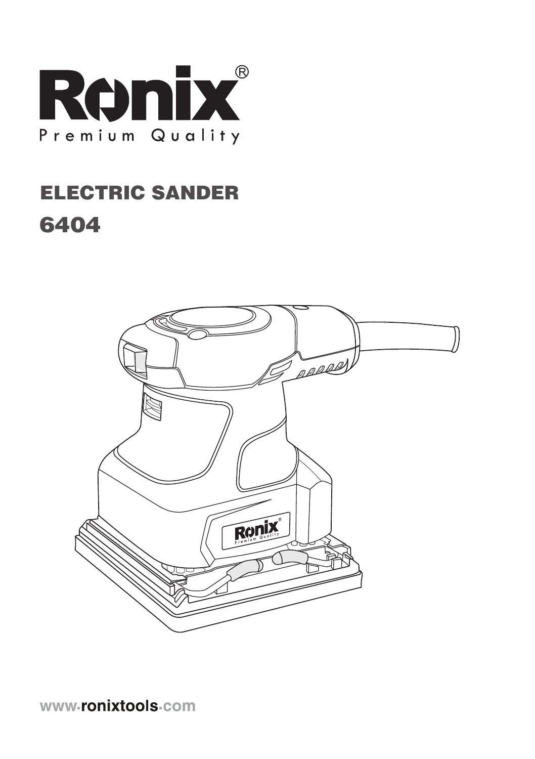# Ronix®

Premium Quality

## ELECTRIC SANDER

## 6404

www.ronixtools.com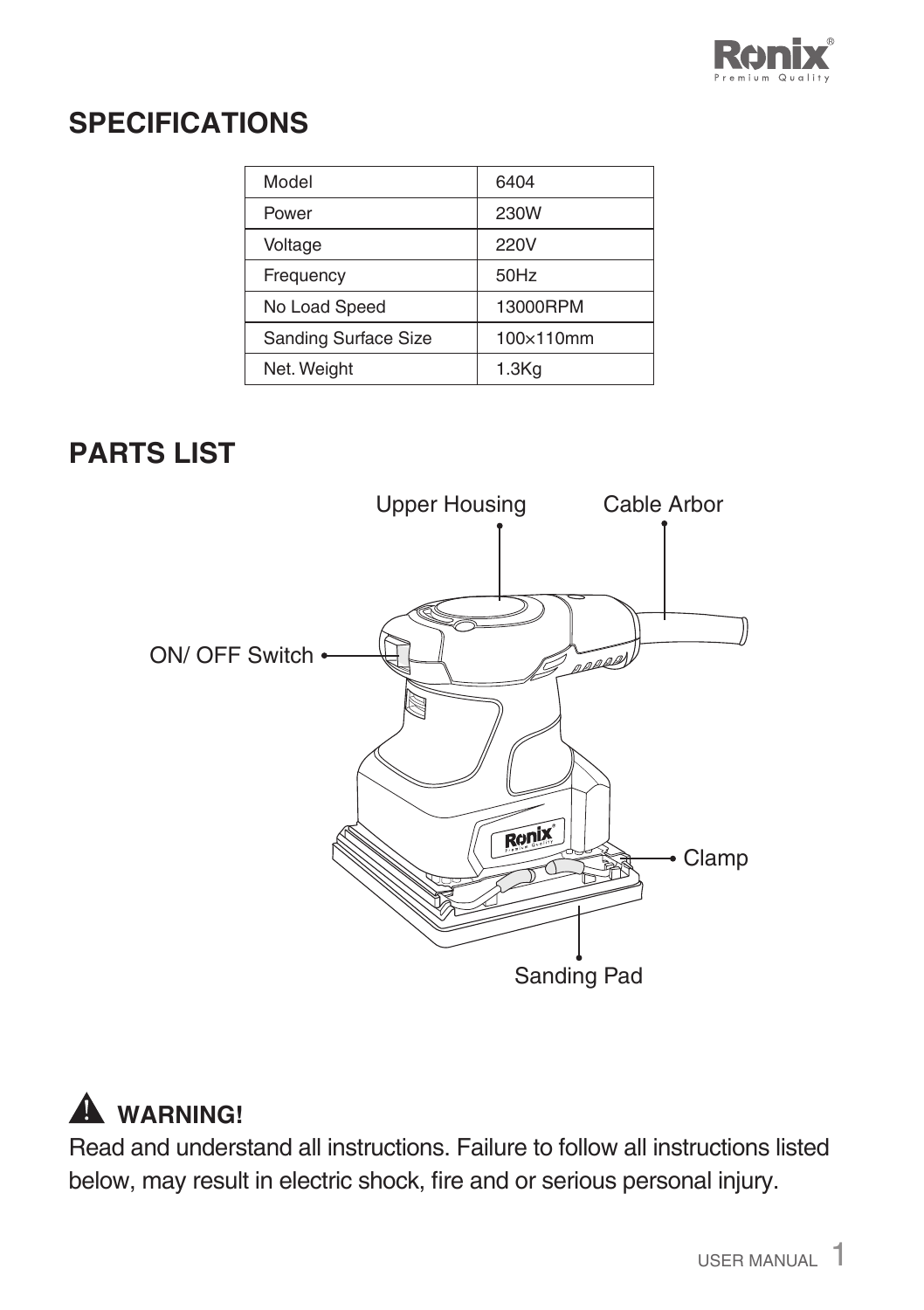## SPECIFICATIONS

| Model | 6404 |
|---|---|
| Power | 230W |
| Voltage | 220V |
| Frequency | 50Hz |
| No Load Speed | 13000RPM |
| Sanding Surface Size | 100×110mm |
| Net. Weight | 1.3Kg |

## PARTS LIST

Upper Housing

Cable Arbor

ON/ OFF Switch

Clamp

Sanding Pad

## ⚠ WARNING!

Read and understand all instructions. Failure to follow all instructions listed below, may result in electric shock, fire and or serious personal injury.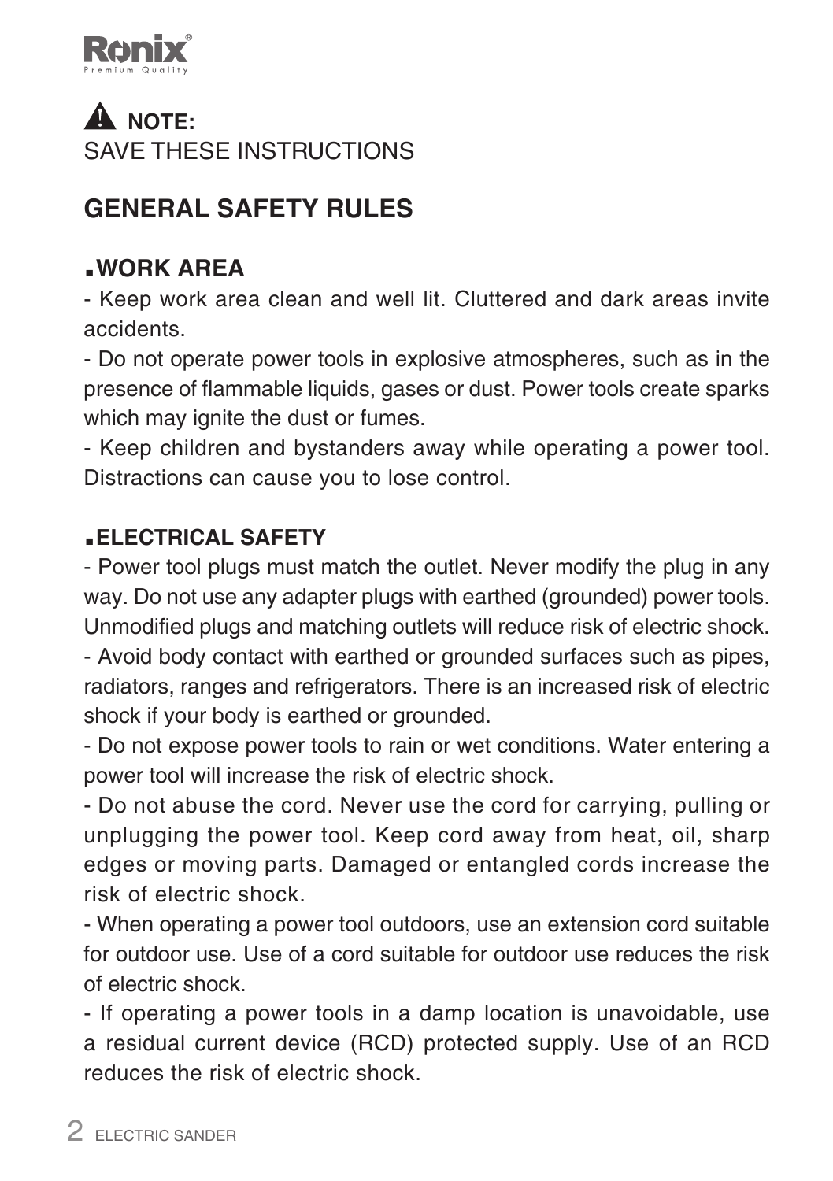**⚠ NOTE:**
SAVE THESE INSTRUCTIONS

## GENERAL SAFETY RULES

### ▪WORK AREA

- Keep work area clean and well lit. Cluttered and dark areas invite accidents.
- Do not operate power tools in explosive atmospheres, such as in the presence of flammable liquids, gases or dust. Power tools create sparks which may ignite the dust or fumes.
- Keep children and bystanders away while operating a power tool. Distractions can cause you to lose control.

### ▪ELECTRICAL SAFETY

- Power tool plugs must match the outlet. Never modify the plug in any way. Do not use any adapter plugs with earthed (grounded) power tools. Unmodified plugs and matching outlets will reduce risk of electric shock.
- Avoid body contact with earthed or grounded surfaces such as pipes, radiators, ranges and refrigerators. There is an increased risk of electric shock if your body is earthed or grounded.
- Do not expose power tools to rain or wet conditions. Water entering a power tool will increase the risk of electric shock.
- Do not abuse the cord. Never use the cord for carrying, pulling or unplugging the power tool. Keep cord away from heat, oil, sharp edges or moving parts. Damaged or entangled cords increase the risk of electric shock.
- When operating a power tool outdoors, use an extension cord suitable for outdoor use. Use of a cord suitable for outdoor use reduces the risk of electric shock.
- If operating a power tools in a damp location is unavoidable, use a residual current device (RCD) protected supply. Use of an RCD reduces the risk of electric shock.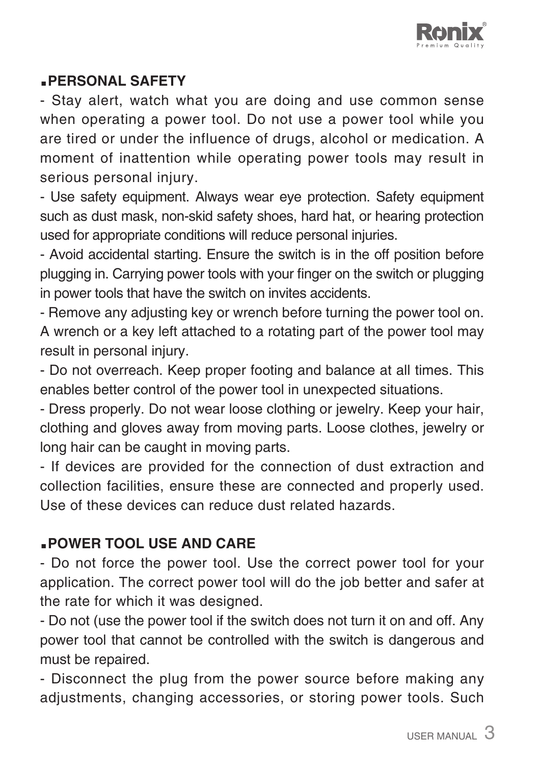## ▪PERSONAL SAFETY

- Stay alert, watch what you are doing and use common sense when operating a power tool. Do not use a power tool while you are tired or under the influence of drugs, alcohol or medication. A moment of inattention while operating power tools may result in serious personal injury.

- Use safety equipment. Always wear eye protection. Safety equipment such as dust mask, non-skid safety shoes, hard hat, or hearing protection used for appropriate conditions will reduce personal injuries.

- Avoid accidental starting. Ensure the switch is in the off position before plugging in. Carrying power tools with your finger on the switch or plugging in power tools that have the switch on invites accidents.

- Remove any adjusting key or wrench before turning the power tool on. A wrench or a key left attached to a rotating part of the power tool may result in personal injury.

- Do not overreach. Keep proper footing and balance at all times. This enables better control of the power tool in unexpected situations.

- Dress properly. Do not wear loose clothing or jewelry. Keep your hair, clothing and gloves away from moving parts. Loose clothes, jewelry or long hair can be caught in moving parts.

- If devices are provided for the connection of dust extraction and collection facilities, ensure these are connected and properly used. Use of these devices can reduce dust related hazards.

## ▪POWER TOOL USE AND CARE

- Do not force the power tool. Use the correct power tool for your application. The correct power tool will do the job better and safer at the rate for which it was designed.

- Do not (use the power tool if the switch does not turn it on and off. Any power tool that cannot be controlled with the switch is dangerous and must be repaired.

- Disconnect the plug from the power source before making any adjustments, changing accessories, or storing power tools. Such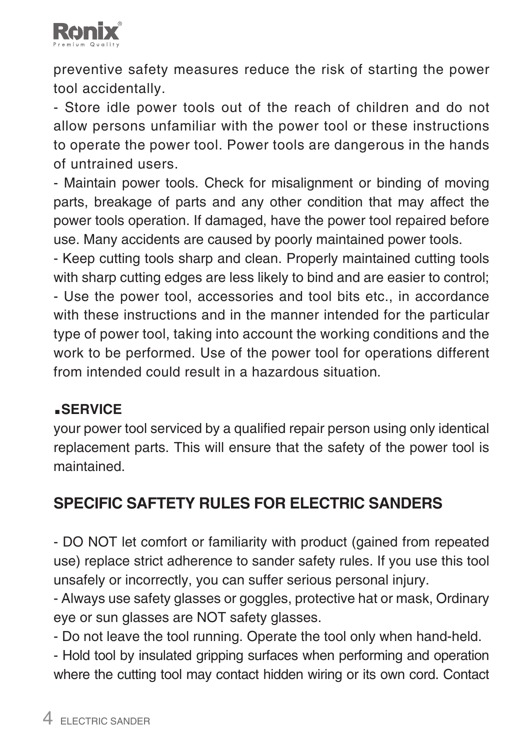preventive safety measures reduce the risk of starting the power tool accidentally.

- Store idle power tools out of the reach of children and do not allow persons unfamiliar with the power tool or these instructions to operate the power tool. Power tools are dangerous in the hands of untrained users.
- Maintain power tools. Check for misalignment or binding of moving parts, breakage of parts and any other condition that may affect the power tools operation. If damaged, have the power tool repaired before use. Many accidents are caused by poorly maintained power tools.
- Keep cutting tools sharp and clean. Properly maintained cutting tools with sharp cutting edges are less likely to bind and are easier to control;
- Use the power tool, accessories and tool bits etc., in accordance with these instructions and in the manner intended for the particular type of power tool, taking into account the working conditions and the work to be performed. Use of the power tool for operations different from intended could result in a hazardous situation.

### ▪SERVICE

your power tool serviced by a qualified repair person using only identical replacement parts. This will ensure that the safety of the power tool is maintained.

## SPECIFIC SAFTETY RULES FOR ELECTRIC SANDERS

- DO NOT let comfort or familiarity with product (gained from repeated use) replace strict adherence to sander safety rules. If you use this tool unsafely or incorrectly, you can suffer serious personal injury.
- Always use safety glasses or goggles, protective hat or mask, Ordinary eye or sun glasses are NOT safety glasses.
- Do not leave the tool running. Operate the tool only when hand-held.
- Hold tool by insulated gripping surfaces when performing and operation where the cutting tool may contact hidden wiring or its own cord. Contact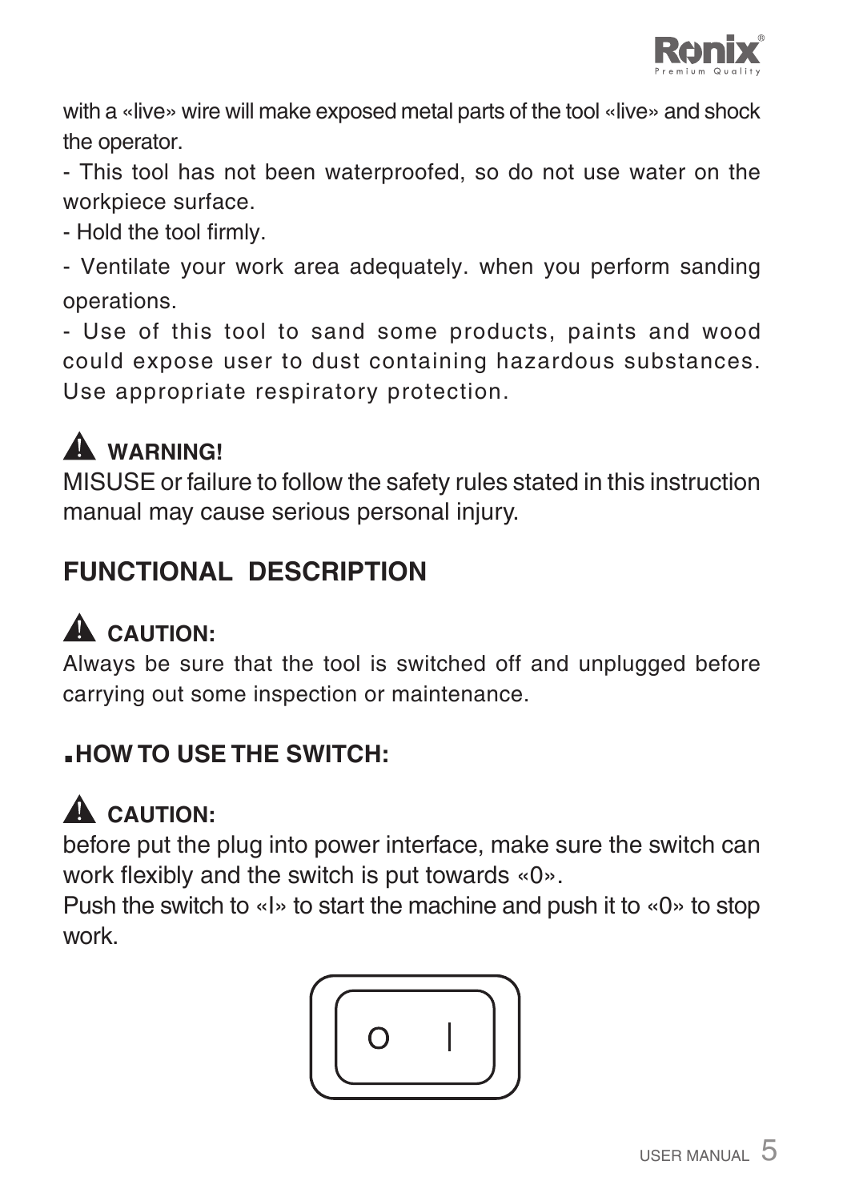with a «live» wire will make exposed metal parts of the tool «live» and shock the operator.

- This tool has not been waterproofed, so do not use water on the workpiece surface.
- Hold the tool firmly.
- Ventilate your work area adequately. when you perform sanding operations.
- Use of this tool to sand some products, paints and wood could expose user to dust containing hazardous substances. Use appropriate respiratory protection.

**⚠ WARNING!**

MISUSE or failure to follow the safety rules stated in this instruction manual may cause serious personal injury.

## FUNCTIONAL DESCRIPTION

**⚠ CAUTION:**

Always be sure that the tool is switched off and unplugged before carrying out some inspection or maintenance.

### ▪HOW TO USE THE SWITCH:

**⚠ CAUTION:**

before put the plug into power interface, make sure the switch can work flexibly and the switch is put towards «0».

Push the switch to «I» to start the machine and push it to «0» to stop work.

O I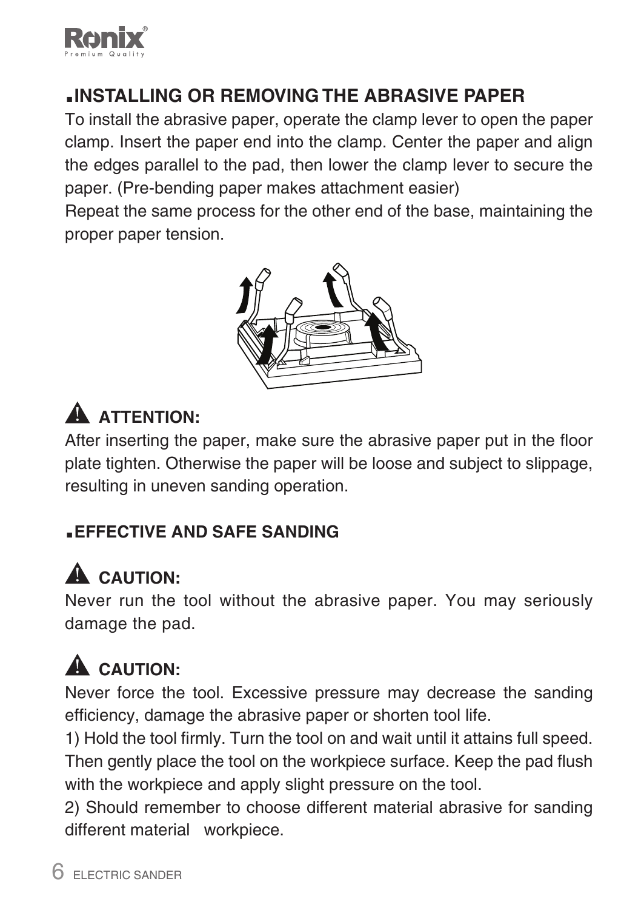## ▪INSTALLING OR REMOVING THE ABRASIVE PAPER

To install the abrasive paper, operate the clamp lever to open the paper clamp. Insert the paper end into the clamp. Center the paper and align the edges parallel to the pad, then lower the clamp lever to secure the paper. (Pre-bending paper makes attachment easier)

Repeat the same process for the other end of the base, maintaining the proper paper tension.

### ⚠ ATTENTION:

After inserting the paper, make sure the abrasive paper put in the floor plate tighten. Otherwise the paper will be loose and subject to slippage, resulting in uneven sanding operation.

## ▪EFFECTIVE AND SAFE SANDING

### ⚠ CAUTION:

Never run the tool without the abrasive paper. You may seriously damage the pad.

### ⚠ CAUTION:

Never force the tool. Excessive pressure may decrease the sanding efficiency, damage the abrasive paper or shorten tool life.

1) Hold the tool firmly. Turn the tool on and wait until it attains full speed. Then gently place the tool on the workpiece surface. Keep the pad flush with the workpiece and apply slight pressure on the tool.

2) Should remember to choose different material abrasive for sanding different material workpiece.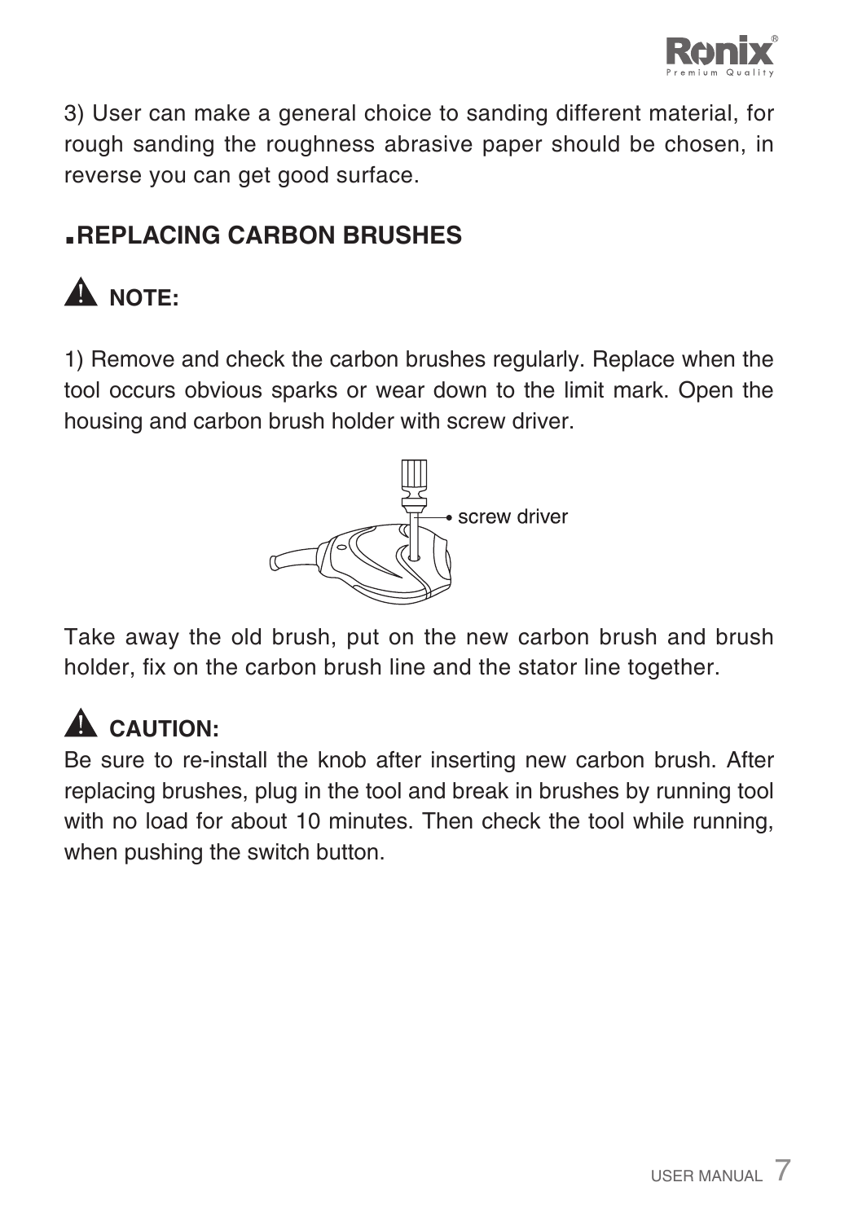3) User can make a general choice to sanding different material, for rough sanding the roughness abrasive paper should be chosen, in reverse you can get good surface.

## ▪REPLACING CARBON BRUSHES

### ⚠ NOTE:

1) Remove and check the carbon brushes regularly. Replace when the tool occurs obvious sparks or wear down to the limit mark. Open the housing and carbon brush holder with screw driver.

screw driver

Take away the old brush, put on the new carbon brush and brush holder, fix on the carbon brush line and the stator line together.

### ⚠ CAUTION:

Be sure to re-install the knob after inserting new carbon brush. After replacing brushes, plug in the tool and break in brushes by running tool with no load for about 10 minutes. Then check the tool while running, when pushing the switch button.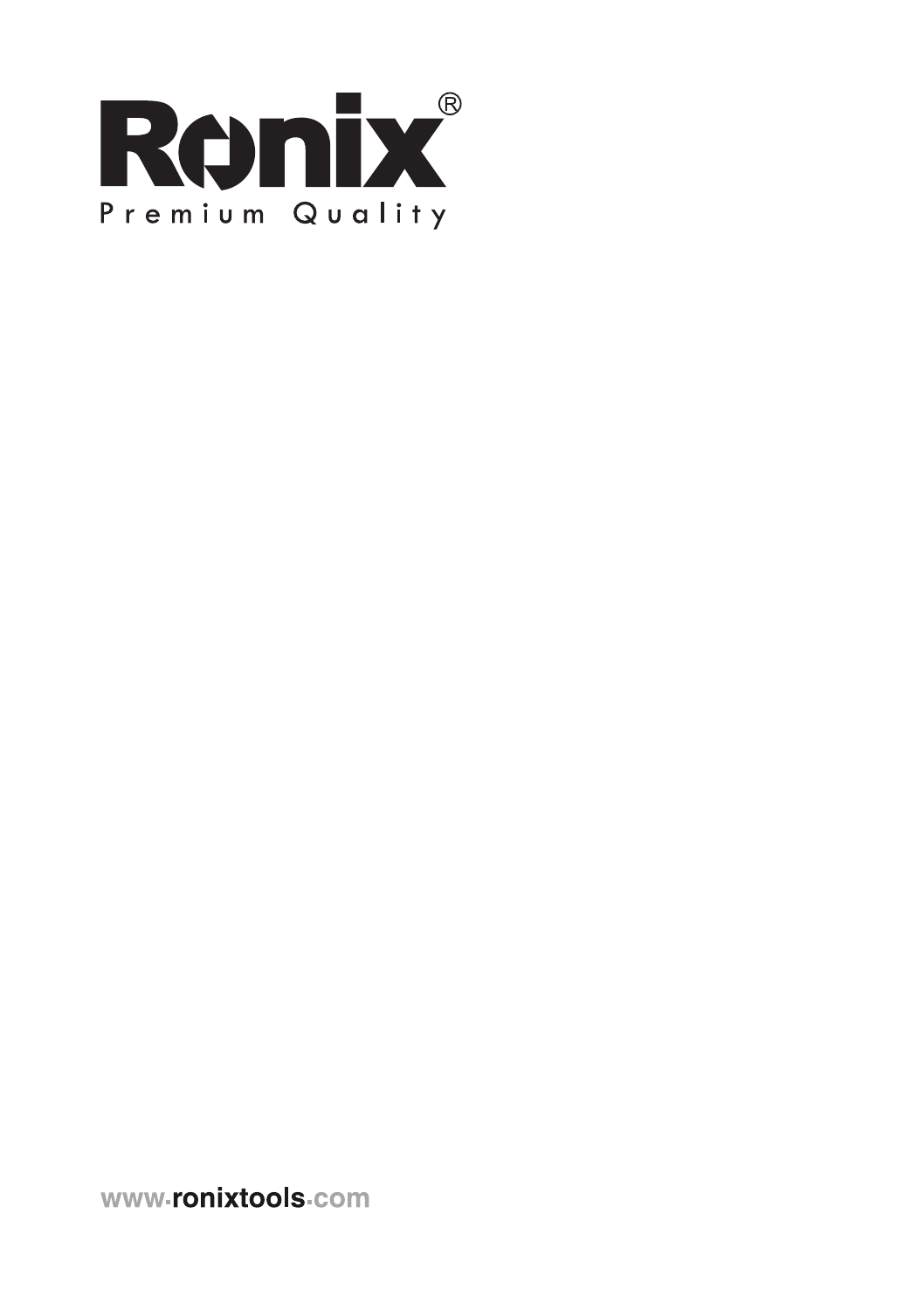# Ronix®

Premium Quality

www.ronixtools.com